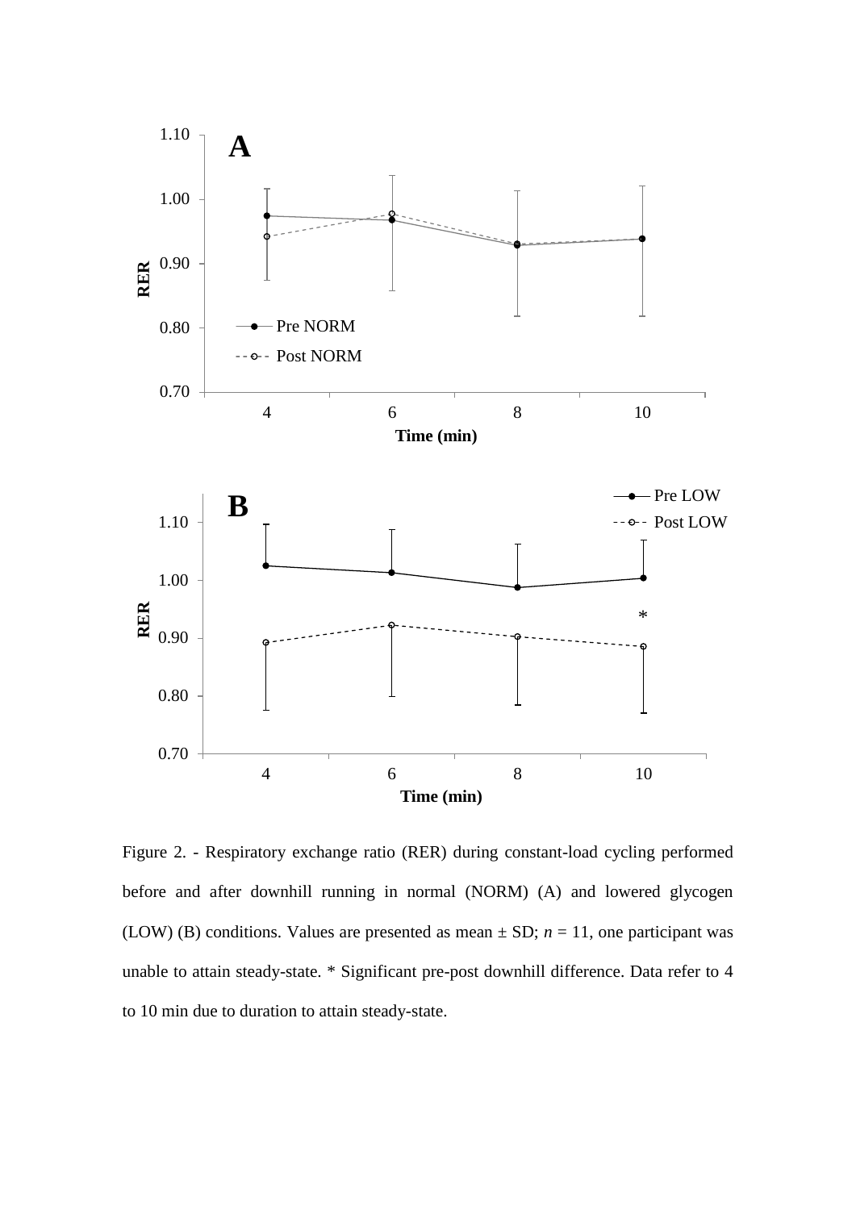Figure 2. - Respiratory exchange ratio (RER) during constant-load cycling performed before and after downhill running in normal (NORM) (A) and lowered glycogen (LOW) (B) conditions. Values are presented as mean ± SD; *n* = 11, one participant was unable to attain steady-state. * Significant pre-post downhill difference. Data refer to 4 to 10 min due to duration to attain steady-state.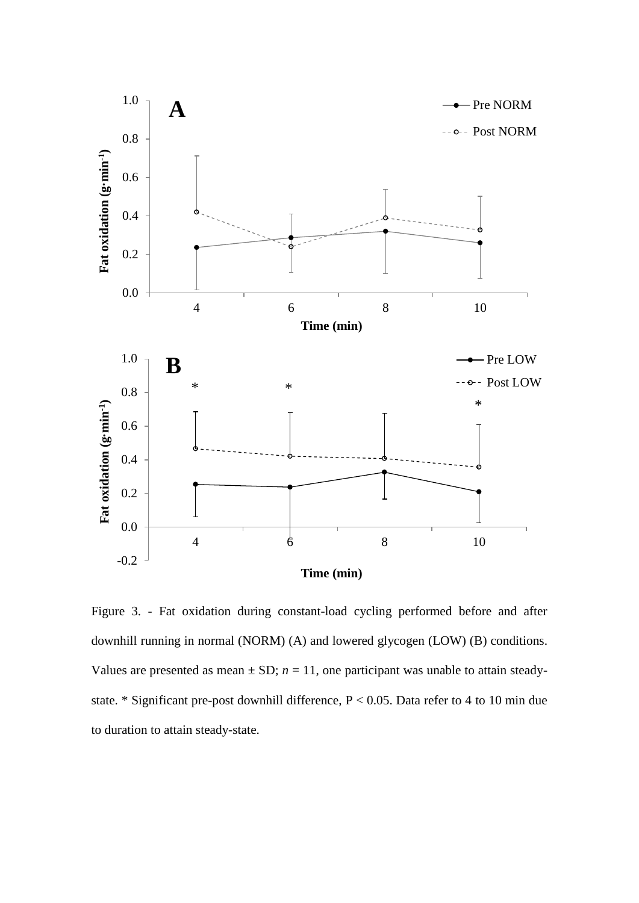Figure 3. - Fat oxidation during constant-load cycling performed before and after downhill running in normal (NORM) (A) and lowered glycogen (LOW) (B) conditions. Values are presented as mean ± SD; $n = 11$, one participant was unable to attain steady-state. * Significant pre-post downhill difference, $P < 0.05$. Data refer to 4 to 10 min due to duration to attain steady-state.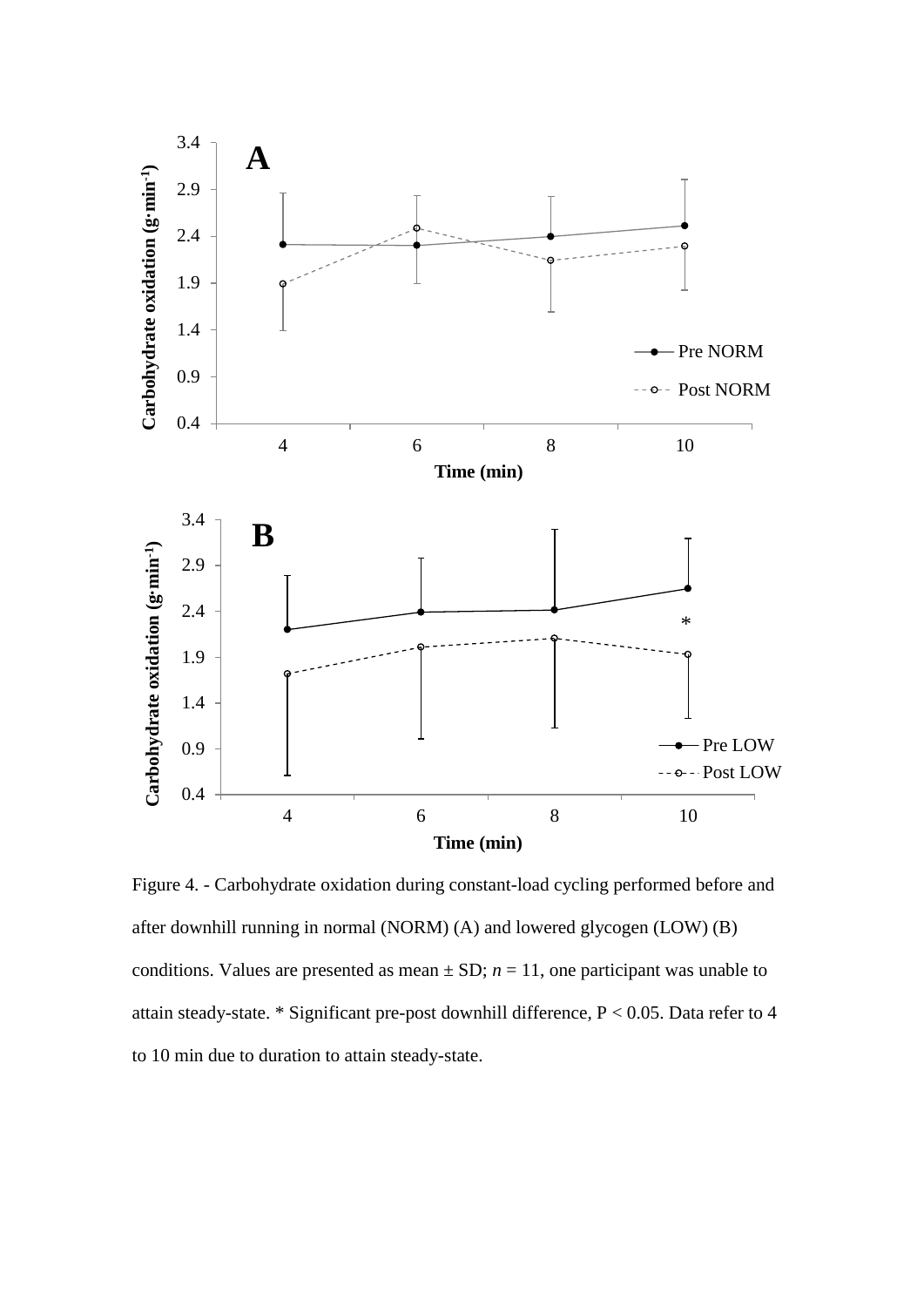A

3.4
2.9
2.4
1.9
1.4
0.9
0.4

Carbohydrate oxidation (g·min$^{-1}$)

4
6
8
10

Time (min)

Pre NORM
Post NORM

B

3.4
2.9
2.4
1.9
1.4
0.9
0.4

Carbohydrate oxidation (g·min$^{-1}$)

*

4
6
8
10

Time (min)

Pre LOW
Post LOW

Figure 4. - Carbohydrate oxidation during constant-load cycling performed before and after downhill running in normal (NORM) (A) and lowered glycogen (LOW) (B) conditions. Values are presented as mean ± SD; *n* = 11, one participant was unable to attain steady-state. * Significant pre-post downhill difference, $P < 0.05$. Data refer to 4 to 10 min due to duration to attain steady-state.